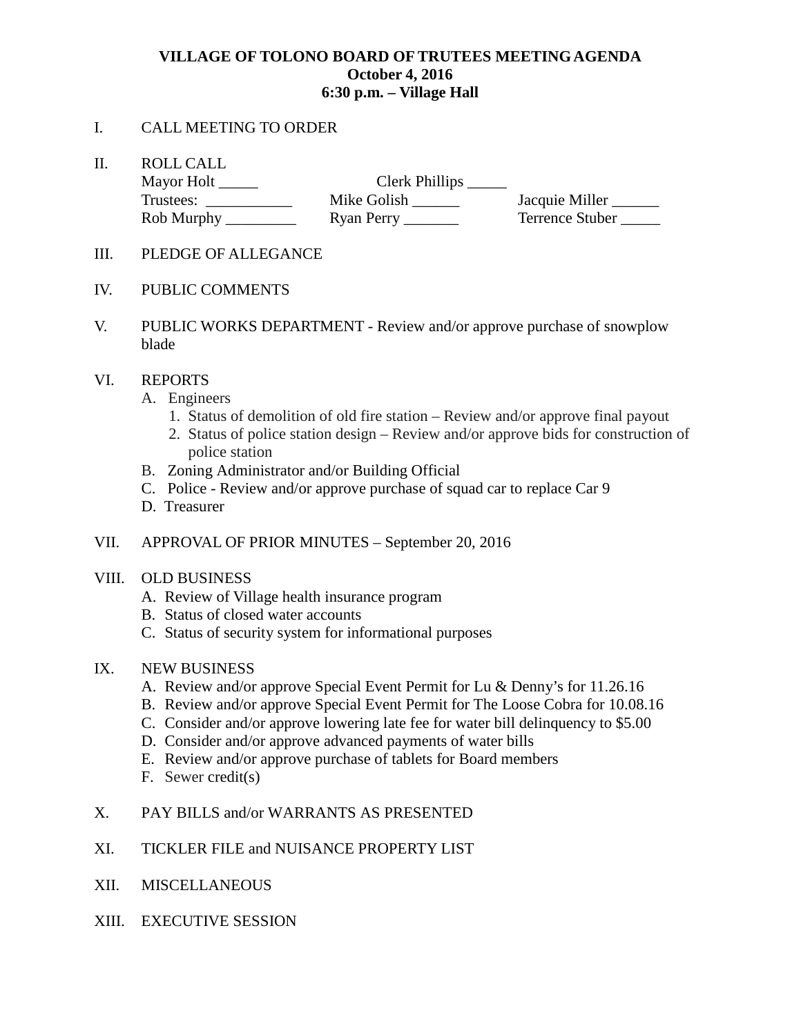**VILLAGE OF TOLONO BOARD OF TRUTEES MEETING AGENDA**
**October 4, 2016**
**6:30 p.m. – Village Hall**

I. CALL MEETING TO ORDER

II. ROLL CALL

| | | |
|---|---|---|
| Mayor Holt _____ | Clerk Phillips _____ | |
| Trustees: ___________ | Mike Golish ______ | Jacquie Miller ______ |
| Rob Murphy _________ | Ryan Perry _______ | Terrence Stuber _____ |

III. PLEDGE OF ALLEGANCE

IV. PUBLIC COMMENTS

V. PUBLIC WORKS DEPARTMENT - Review and/or approve purchase of snowplow blade

VI. REPORTS
   - A. Engineers
     1. Status of demolition of old fire station – Review and/or approve final payout
     2. Status of police station design – Review and/or approve bids for construction of police station
   - B. Zoning Administrator and/or Building Official
   - C. Police - Review and/or approve purchase of squad car to replace Car 9
   - D. Treasurer

VII. APPROVAL OF PRIOR MINUTES – September 20, 2016

VIII. OLD BUSINESS
   - A. Review of Village health insurance program
   - B. Status of closed water accounts
   - C. Status of security system for informational purposes

IX. NEW BUSINESS
   - A. Review and/or approve Special Event Permit for Lu & Denny's for 11.26.16
   - B. Review and/or approve Special Event Permit for The Loose Cobra for 10.08.16
   - C. Consider and/or approve lowering late fee for water bill delinquency to $5.00
   - D. Consider and/or approve advanced payments of water bills
   - E. Review and/or approve purchase of tablets for Board members
   - F. Sewer credit(s)

X. PAY BILLS and/or WARRANTS AS PRESENTED

XI. TICKLER FILE and NUISANCE PROPERTY LIST

XII. MISCELLANEOUS

XIII. EXECUTIVE SESSION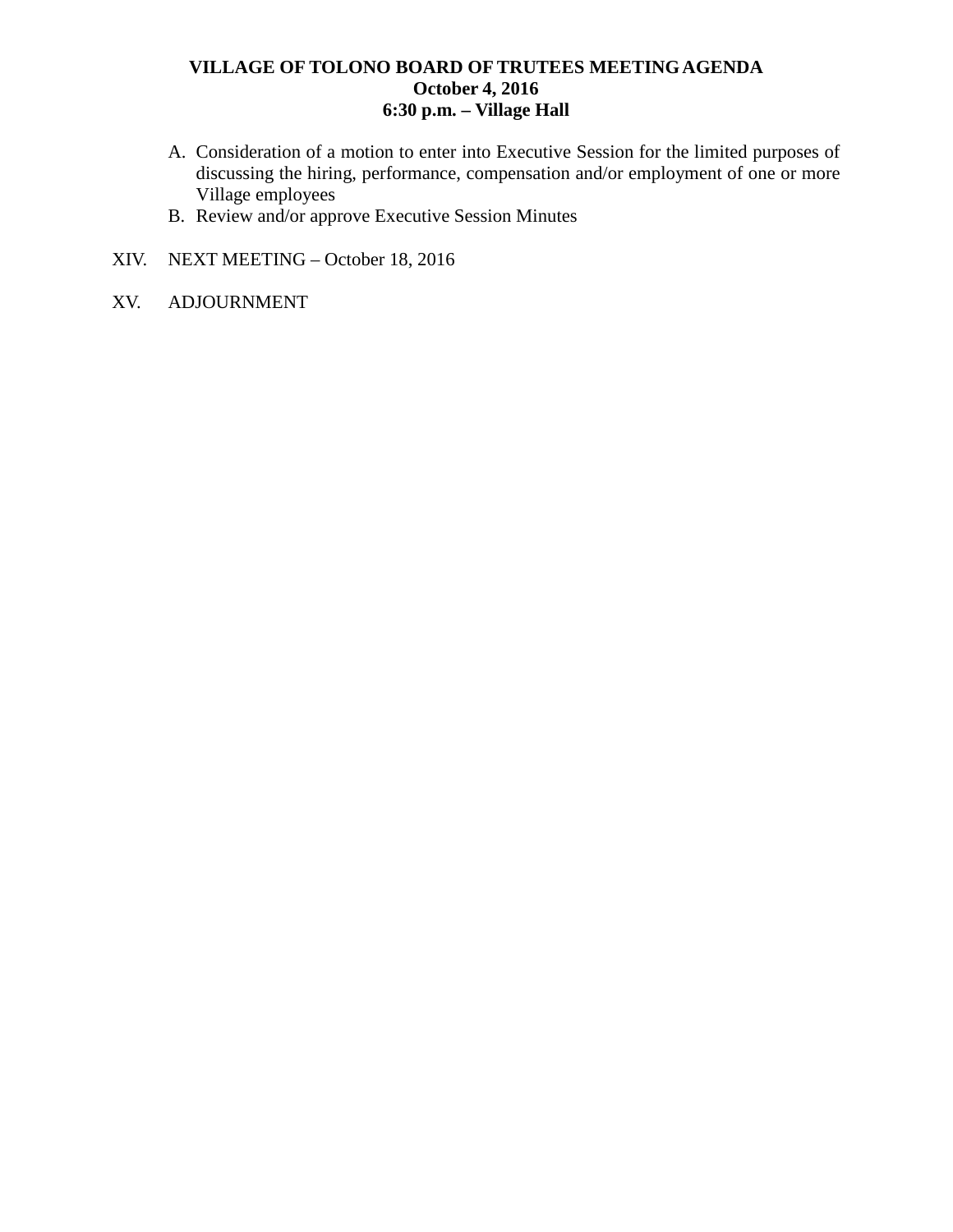**VILLAGE OF TOLONO BOARD OF TRUTEES MEETING AGENDA**
**October 4, 2016**
**6:30 p.m. – Village Hall**

A. Consideration of a motion to enter into Executive Session for the limited purposes of discussing the hiring, performance, compensation and/or employment of one or more Village employees
B. Review and/or approve Executive Session Minutes

XIV. NEXT MEETING – October 18, 2016

XV. ADJOURNMENT